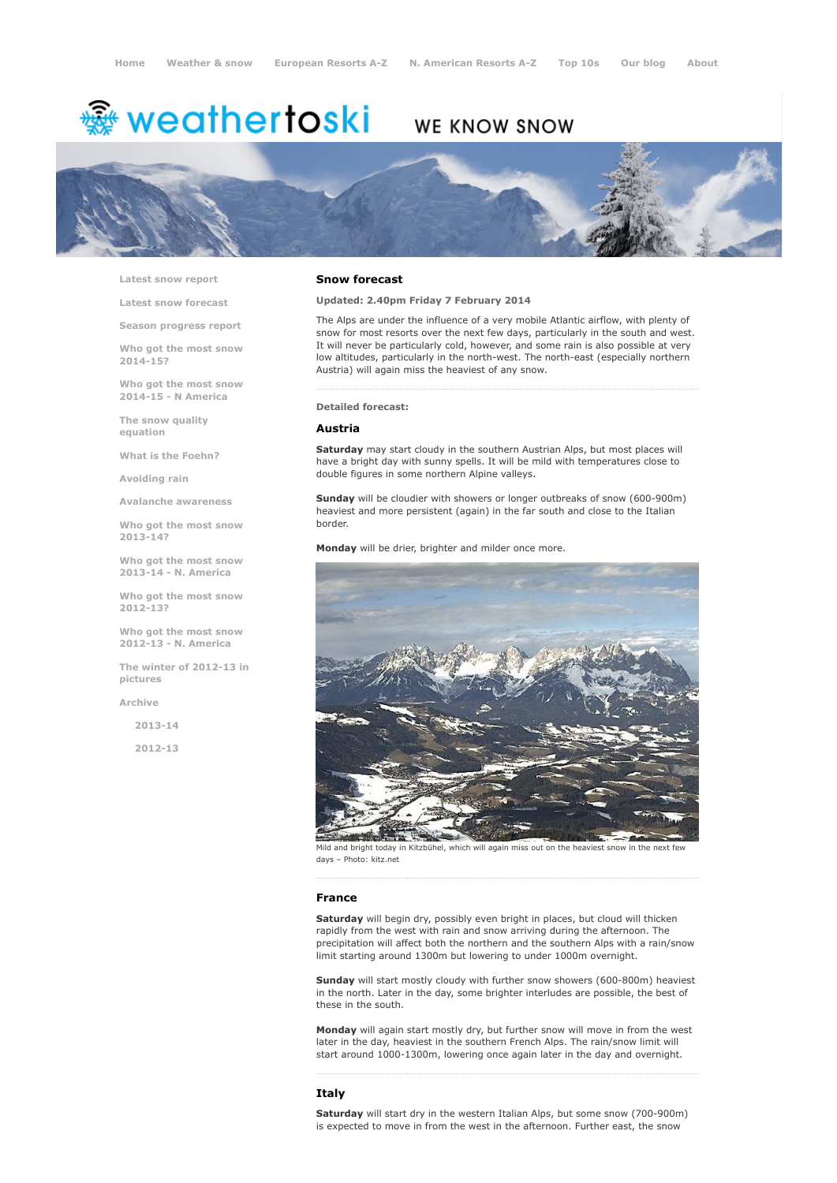Home | Weather & snow | European Resorts A-Z | N. American Resorts A-Z | Top 10s | Our blog | About

weathertoski — WE KNOW SNOW

- Latest snow report
- Latest snow forecast
- Season progress report
- Who got the most snow 2014-15?
- Who got the most snow 2014-15 - N America
- The snow quality equation
- What is the Foehn?
- Avoiding rain
- Avalanche awareness
- Who got the most snow 2013-14?
- Who got the most snow 2013-14 - N. America
- Who got the most snow 2012-13?
- Who got the most snow 2012-13 - N. America
- The winter of 2012-13 in pictures
- Archive
  - 2013-14
  - 2012-13

## Snow forecast

**Updated: 2.40pm Friday 7 February 2014**

The Alps are under the influence of a very mobile Atlantic airflow, with plenty of snow for most resorts over the next few days, particularly in the south and west. It will never be particularly cold, however, and some rain is also possible at very low altitudes, particularly in the north-west. The north-east (especially northern Austria) will again miss the heaviest of any snow.

**Detailed forecast:**

### Austria

**Saturday** may start cloudy in the southern Austrian Alps, but most places will have a bright day with sunny spells. It will be mild with temperatures close to double figures in some northern Alpine valleys.

**Sunday** will be cloudier with showers or longer outbreaks of snow (600-900m) heaviest and more persistent (again) in the far south and close to the Italian border.

**Monday** will be drier, brighter and milder once more.

Mild and bright today in Kitzbühel, which will again miss out on the heaviest snow in the next few days – Photo: kitz.net

### France

**Saturday** will begin dry, possibly even bright in places, but cloud will thicken rapidly from the west with rain and snow arriving during the afternoon. The precipitation will affect both the northern and the southern Alps with a rain/snow limit starting around 1300m but lowering to under 1000m overnight.

**Sunday** will start mostly cloudy with further snow showers (600-800m) heaviest in the north. Later in the day, some brighter interludes are possible, the best of these in the south.

**Monday** will again start mostly dry, but further snow will move in from the west later in the day, heaviest in the southern French Alps. The rain/snow limit will start around 1000-1300m, lowering once again later in the day and overnight.

### Italy

**Saturday** will start dry in the western Italian Alps, but some snow (700-900m) is expected to move in from the west in the afternoon. Further east, the snow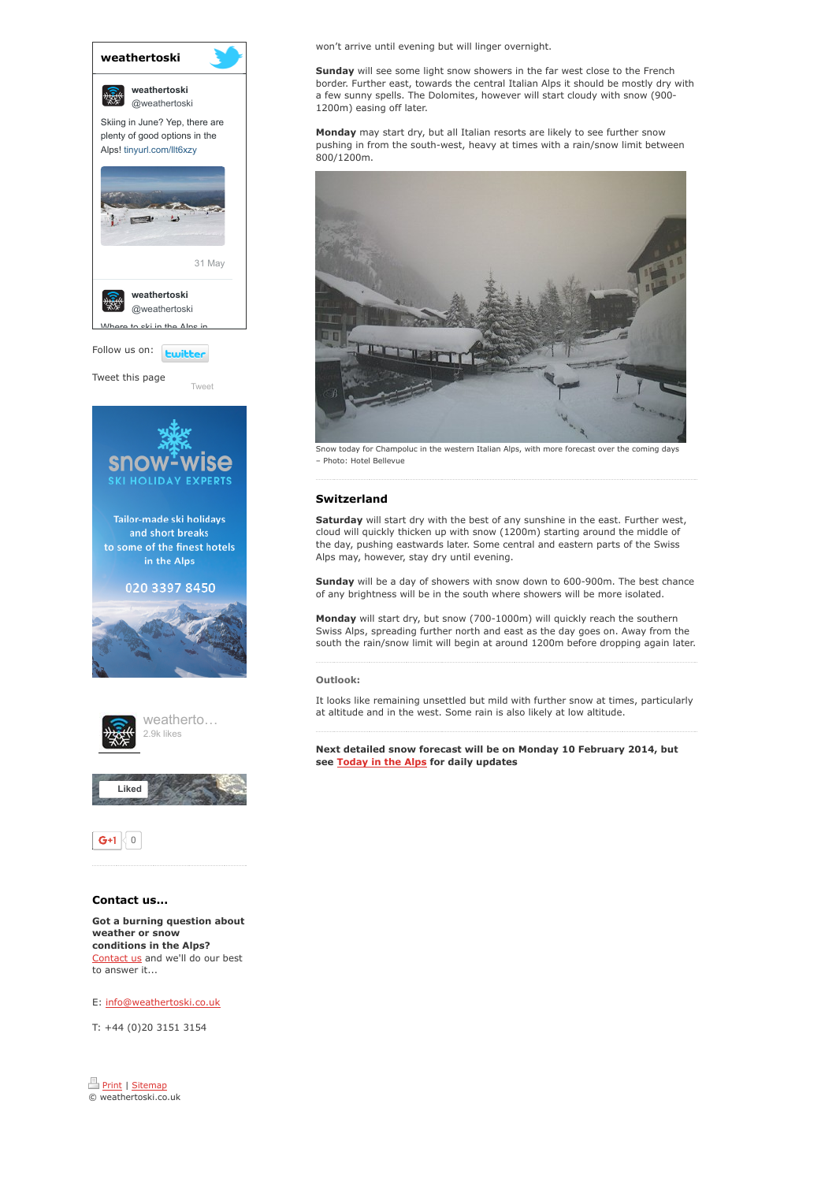won't arrive until evening but will linger overnight.

**Sunday** will see some light snow showers in the far west close to the French border. Further east, towards the central Italian Alps it should be mostly dry with a few sunny spells. The Dolomites, however will start cloudy with snow (900-1200m) easing off later.

**Monday** may start dry, but all Italian resorts are likely to see further snow pushing in from the south-west, heavy at times with a rain/snow limit between 800/1200m.

Snow today for Champoluc in the western Italian Alps, with more forecast over the coming days – Photo: Hotel Bellevue

## Switzerland

**Saturday** will start dry with the best of any sunshine in the east. Further west, cloud will quickly thicken up with snow (1200m) starting around the middle of the day, pushing eastwards later. Some central and eastern parts of the Swiss Alps may, however, stay dry until evening.

**Sunday** will be a day of showers with snow down to 600-900m. The best chance of any brightness will be in the south where showers will be more isolated.

**Monday** will start dry, but snow (700-1000m) will quickly reach the southern Swiss Alps, spreading further north and east as the day goes on. Away from the south the rain/snow limit will begin at around 1200m before dropping again later.

**Outlook:**

It looks like remaining unsettled but mild with further snow at times, particularly at altitude and in the west. Some rain is also likely at low altitude.

**Next detailed snow forecast will be on Monday 10 February 2014, but see Today in the Alps for daily updates**

weathertoski

weathertoski @weathertoski

Skiing in June? Yep, there are plenty of good options in the Alps! tinyurl.com/llt6xzy

31 May

weathertoski @weathertoski

Where to ski in the Alps in

Follow us on: twitter

Tweet this page

Tweet

snow-wise SKI HOLIDAY EXPERTS

Tailor-made ski holidays and short breaks to some of the finest hotels in the Alps

020 3397 8450

weatherto... 2.9k likes

Liked

G+1 0

### Contact us...

**Got a burning question about weather or snow conditions in the Alps?**

Contact us and we'll do our best to answer it...

E: info@weathertoski.co.uk

T: +44 (0)20 3151 3154

Print | Sitemap

© weathertoski.co.uk